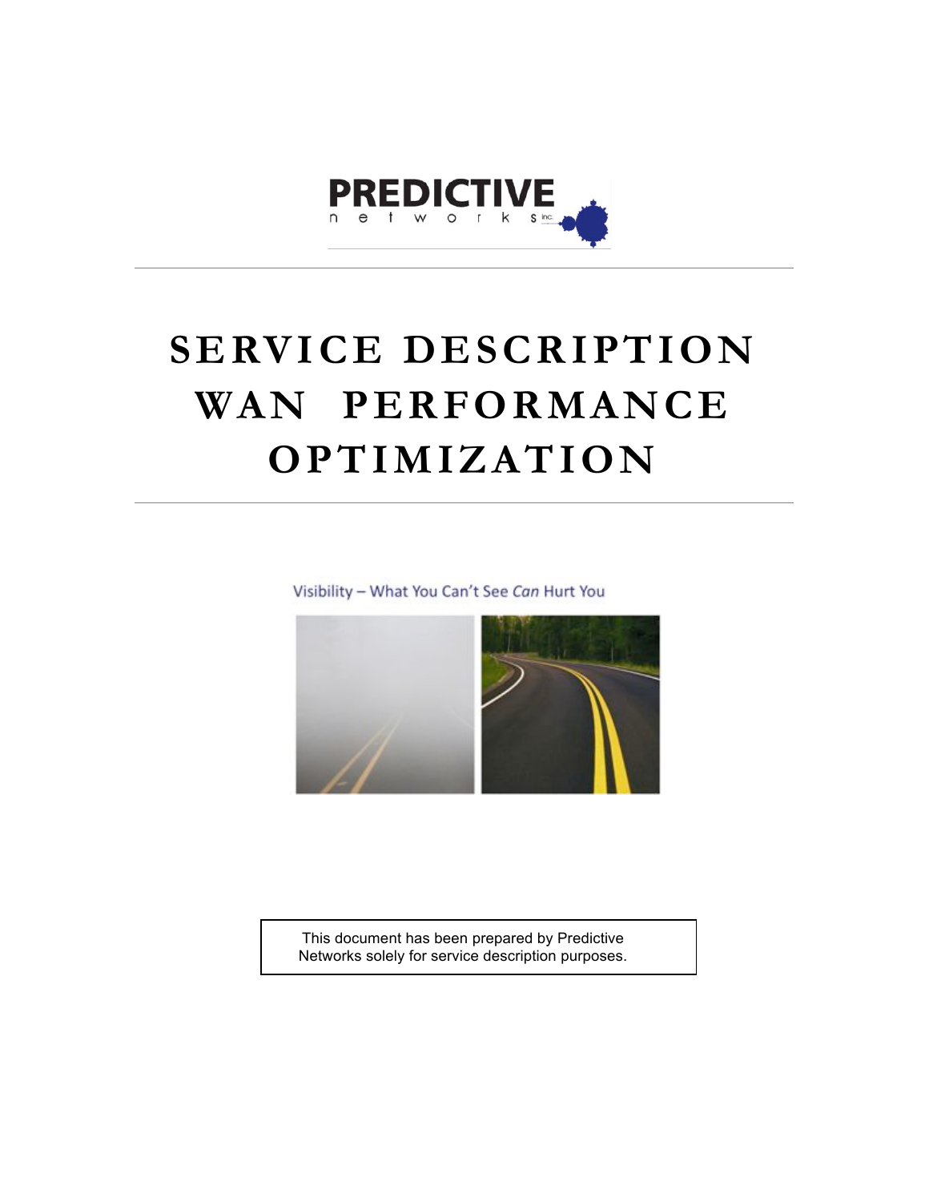PREDICTIVE networks inc.

# SERVICE DESCRIPTION WAN PERFORMANCE OPTIMIZATION

Visibility – What You Can't See *Can* Hurt You

This document has been prepared by Predictive Networks solely for service description purposes.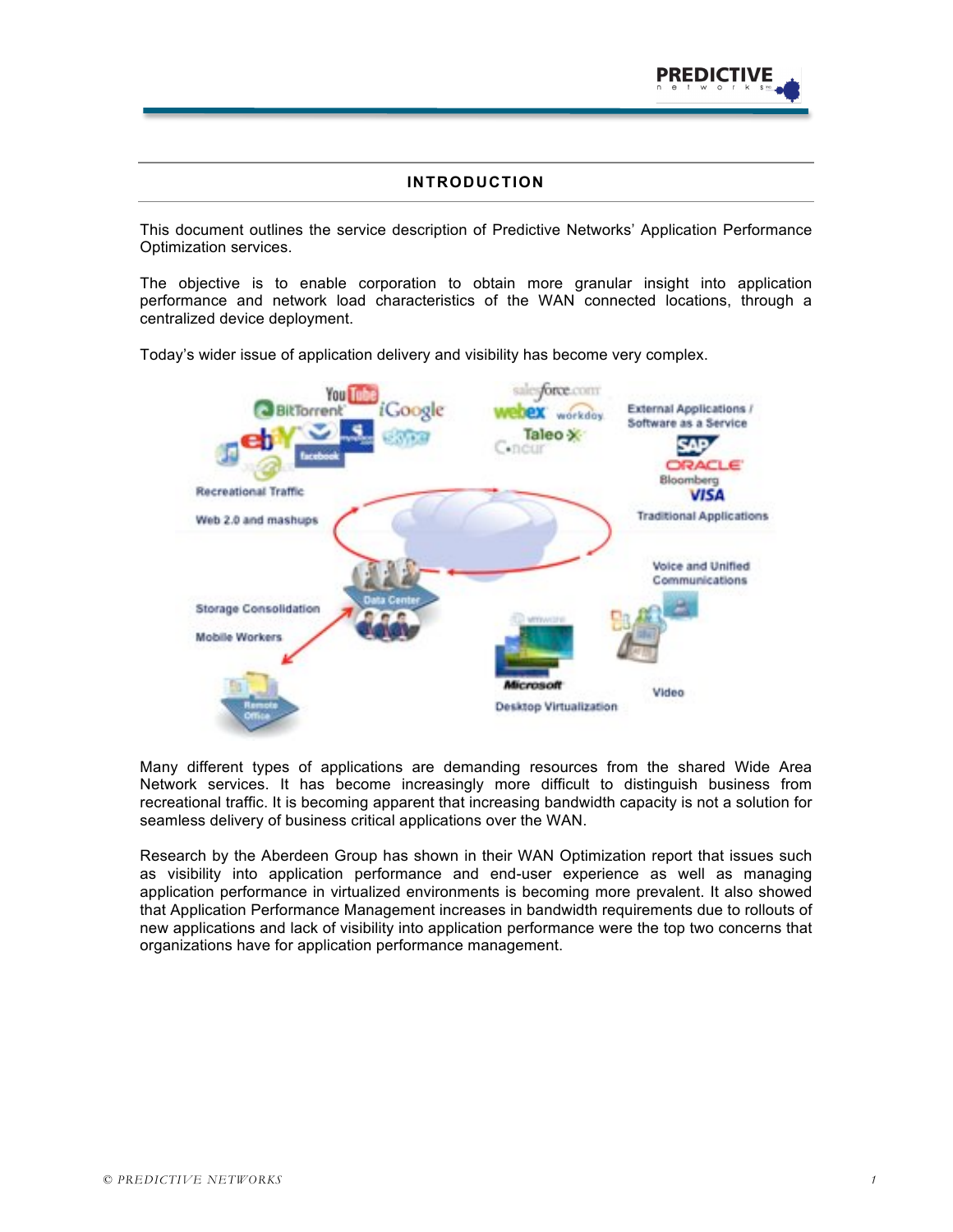## INTRODUCTION

This document outlines the service description of Predictive Networks' Application Performance Optimization services.

The objective is to enable corporation to obtain more granular insight into application performance and network load characteristics of the WAN connected locations, through a centralized device deployment.

Today's wider issue of application delivery and visibility has become very complex.

Many different types of applications are demanding resources from the shared Wide Area Network services. It has become increasingly more difficult to distinguish business from recreational traffic. It is becoming apparent that increasing bandwidth capacity is not a solution for seamless delivery of business critical applications over the WAN.

Research by the Aberdeen Group has shown in their WAN Optimization report that issues such as visibility into application performance and end-user experience as well as managing application performance in virtualized environments is becoming more prevalent. It also showed that Application Performance Management increases in bandwidth requirements due to rollouts of new applications and lack of visibility into application performance were the top two concerns that organizations have for application performance management.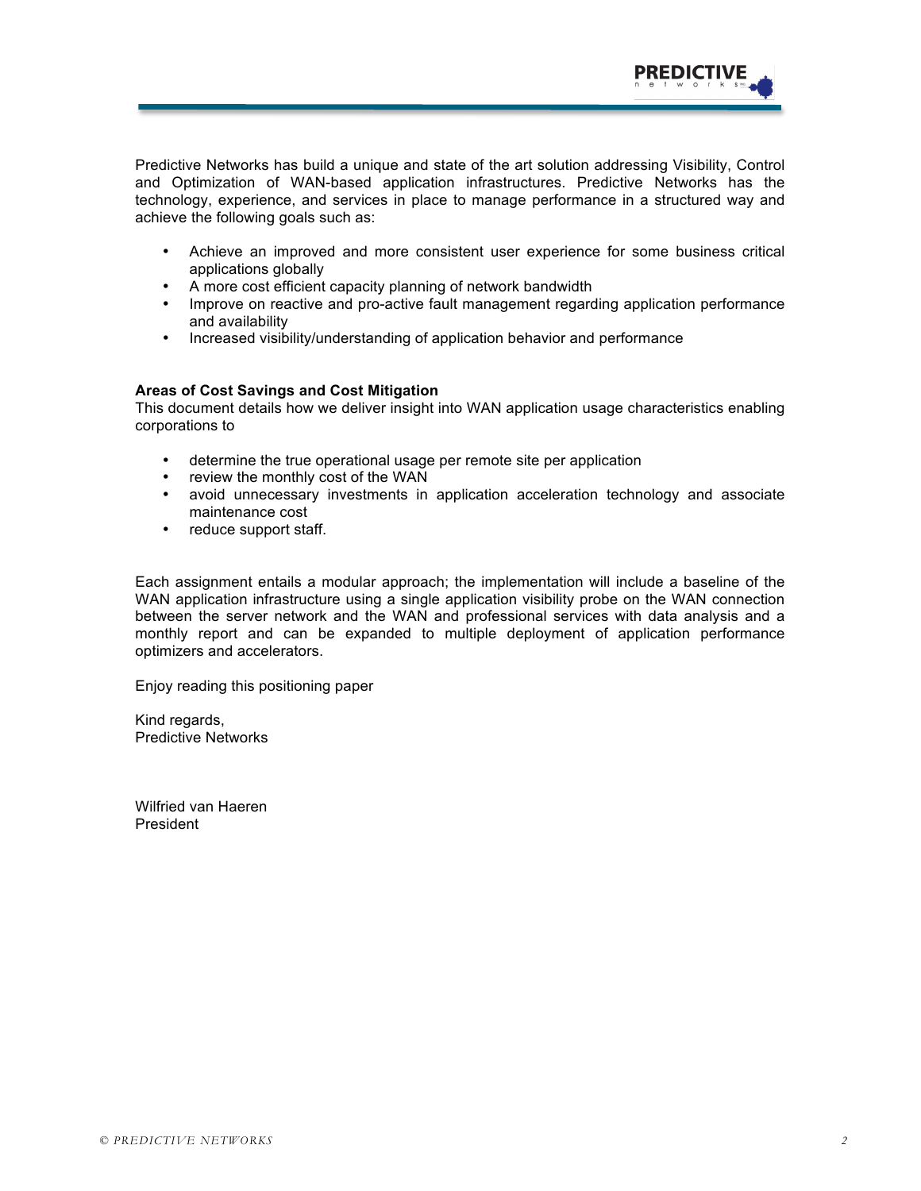Predictive Networks has build a unique and state of the art solution addressing Visibility, Control and Optimization of WAN-based application infrastructures. Predictive Networks has the technology, experience, and services in place to manage performance in a structured way and achieve the following goals such as:

- Achieve an improved and more consistent user experience for some business critical applications globally
- A more cost efficient capacity planning of network bandwidth
- Improve on reactive and pro-active fault management regarding application performance and availability
- Increased visibility/understanding of application behavior and performance

**Areas of Cost Savings and Cost Mitigation**

This document details how we deliver insight into WAN application usage characteristics enabling corporations to

- determine the true operational usage per remote site per application
- review the monthly cost of the WAN
- avoid unnecessary investments in application acceleration technology and associate maintenance cost
- reduce support staff.

Each assignment entails a modular approach; the implementation will include a baseline of the WAN application infrastructure using a single application visibility probe on the WAN connection between the server network and the WAN and professional services with data analysis and a monthly report and can be expanded to multiple deployment of application performance optimizers and accelerators.

Enjoy reading this positioning paper

Kind regards,
Predictive Networks

Wilfried van Haeren
President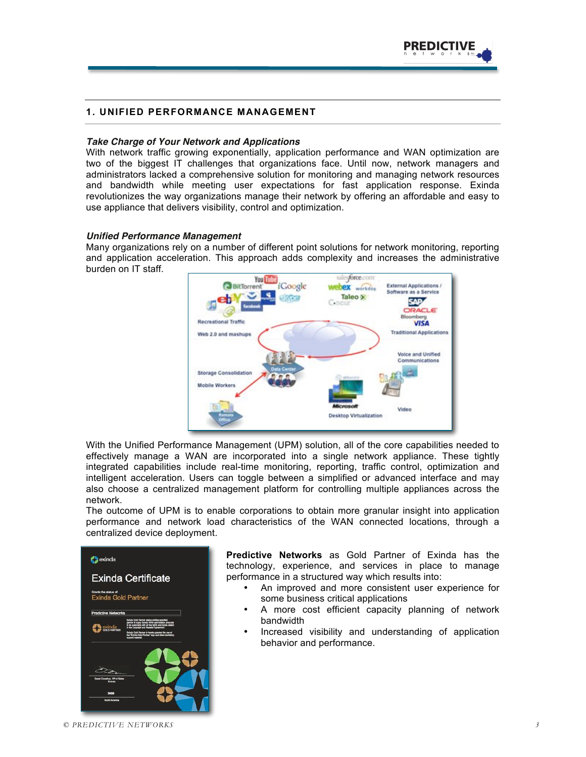## 1. UNIFIED PERFORMANCE MANAGEMENT

***Take Charge of Your Network and Applications***

With network traffic growing exponentially, application performance and WAN optimization are two of the biggest IT challenges that organizations face. Until now, network managers and administrators lacked a comprehensive solution for monitoring and managing network resources and bandwidth while meeting user expectations for fast application response. Exinda revolutionizes the way organizations manage their network by offering an affordable and easy to use appliance that delivers visibility, control and optimization.

***Unified Performance Management***

Many organizations rely on a number of different point solutions for network monitoring, reporting and application acceleration. This approach adds complexity and increases the administrative burden on IT staff.

With the Unified Performance Management (UPM) solution, all of the core capabilities needed to effectively manage a WAN are incorporated into a single network appliance. These tightly integrated capabilities include real-time monitoring, reporting, traffic control, optimization and intelligent acceleration. Users can toggle between a simplified or advanced interface and may also choose a centralized management platform for controlling multiple appliances across the network.

The outcome of UPM is to enable corporations to obtain more granular insight into application performance and network load characteristics of the WAN connected locations, through a centralized device deployment.

**Predictive Networks** as Gold Partner of Exinda has the technology, experience, and services in place to manage performance in a structured way which results into:

- An improved and more consistent user experience for some business critical applications
- A more cost efficient capacity planning of network bandwidth
- Increased visibility and understanding of application behavior and performance.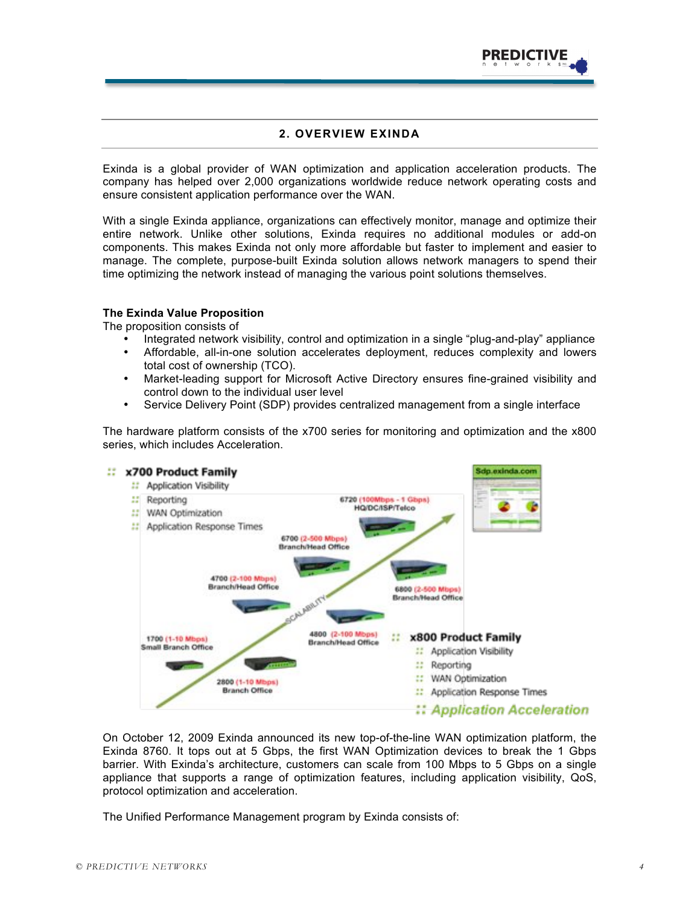## 2. OVERVIEW EXINDA

Exinda is a global provider of WAN optimization and application acceleration products. The company has helped over 2,000 organizations worldwide reduce network operating costs and ensure consistent application performance over the WAN.

With a single Exinda appliance, organizations can effectively monitor, manage and optimize their entire network. Unlike other solutions, Exinda requires no additional modules or add-on components. This makes Exinda not only more affordable but faster to implement and easier to manage. The complete, purpose-built Exinda solution allows network managers to spend their time optimizing the network instead of managing the various point solutions themselves.

**The Exinda Value Proposition**

The proposition consists of

- Integrated network visibility, control and optimization in a single "plug-and-play" appliance
- Affordable, all-in-one solution accelerates deployment, reduces complexity and lowers total cost of ownership (TCO).
- Market-leading support for Microsoft Active Directory ensures fine-grained visibility and control down to the individual user level
- Service Delivery Point (SDP) provides centralized management from a single interface

The hardware platform consists of the x700 series for monitoring and optimization and the x800 series, which includes Acceleration.

**x700 Product Family**

- Application Visibility
- Reporting
- WAN Optimization
- Application Response Times

1700 (1-10 Mbps) Small Branch Office
2800 (1-10 Mbps) Branch Office
4700 (2-100 Mbps) Branch/Head Office
4800 (2-100 Mbps) Branch/Head Office
6700 (2-500 Mbps) Branch/Head Office
6800 (2-500 Mbps) Branch/Head Office
6720 (100Mbps - 1 Gbps) HQ/DC/ISP/Telco

Sdp.exinda.com

SCALABILITY

**x800 Product Family**

- Application Visibility
- Reporting
- WAN Optimization
- Application Response Times
- *Application Acceleration*

On October 12, 2009 Exinda announced its new top-of-the-line WAN optimization platform, the Exinda 8760. It tops out at 5 Gbps, the first WAN Optimization devices to break the 1 Gbps barrier. With Exinda's architecture, customers can scale from 100 Mbps to 5 Gbps on a single appliance that supports a range of optimization features, including application visibility, QoS, protocol optimization and acceleration.

The Unified Performance Management program by Exinda consists of: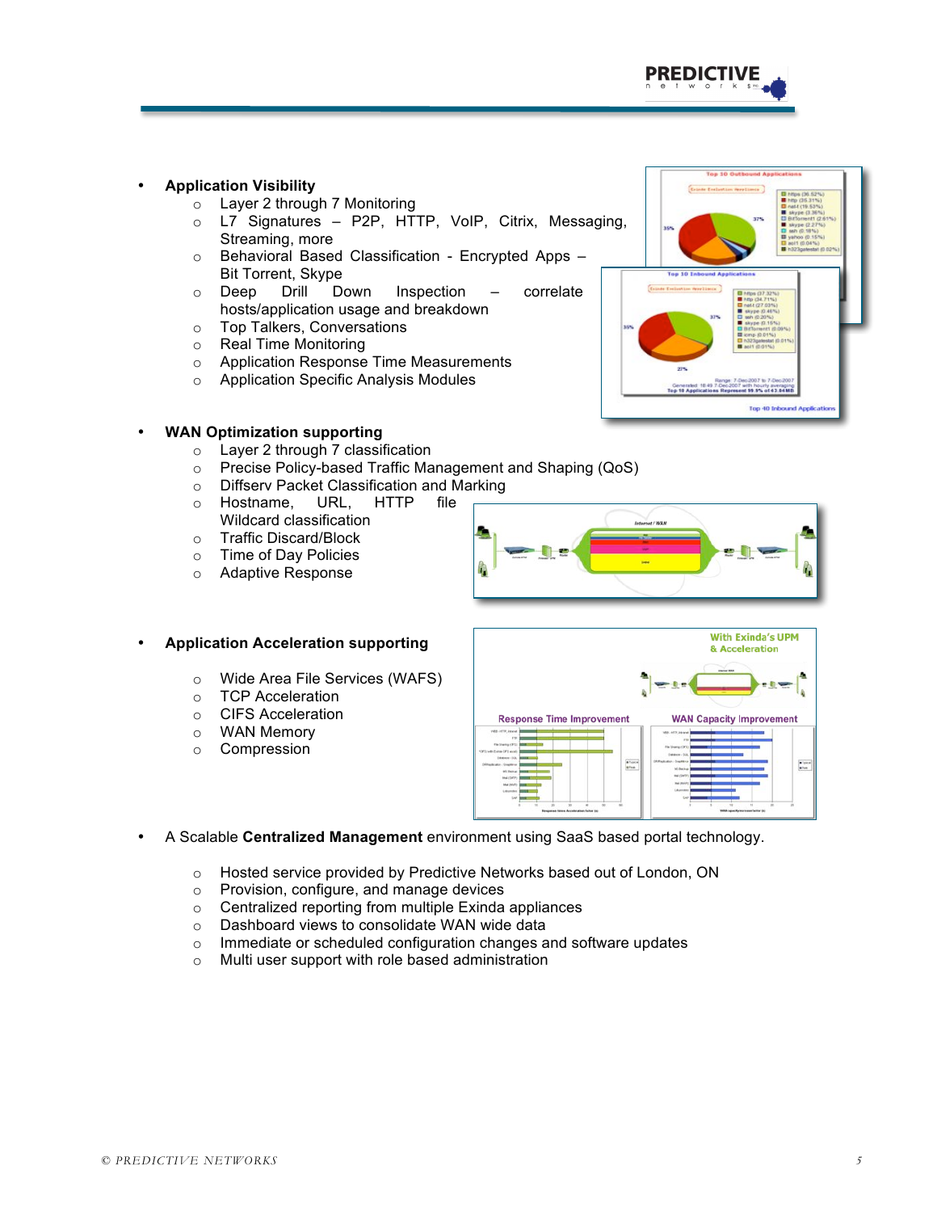- **Application Visibility**
  - Layer 2 through 7 Monitoring
  - L7 Signatures – P2P, HTTP, VoIP, Citrix, Messaging, Streaming, more
  - Behavioral Based Classification - Encrypted Apps – Bit Torrent, Skype
  - Deep Drill Down Inspection – correlate hosts/application usage and breakdown
  - Top Talkers, Conversations
  - Real Time Monitoring
  - Application Response Time Measurements
  - Application Specific Analysis Modules

- **WAN Optimization supporting**
  - Layer 2 through 7 classification
  - Precise Policy-based Traffic Management and Shaping (QoS)
  - Diffserv Packet Classification and Marking
  - Hostname, URL, HTTP file Wildcard classification
  - Traffic Discard/Block
  - Time of Day Policies
  - Adaptive Response

- **Application Acceleration supporting**
  - Wide Area File Services (WAFS)
  - TCP Acceleration
  - CIFS Acceleration
  - WAN Memory
  - Compression

- A Scalable **Centralized Management** environment using SaaS based portal technology.
  - Hosted service provided by Predictive Networks based out of London, ON
  - Provision, configure, and manage devices
  - Centralized reporting from multiple Exinda appliances
  - Dashboard views to consolidate WAN wide data
  - Immediate or scheduled configuration changes and software updates
  - Multi user support with role based administration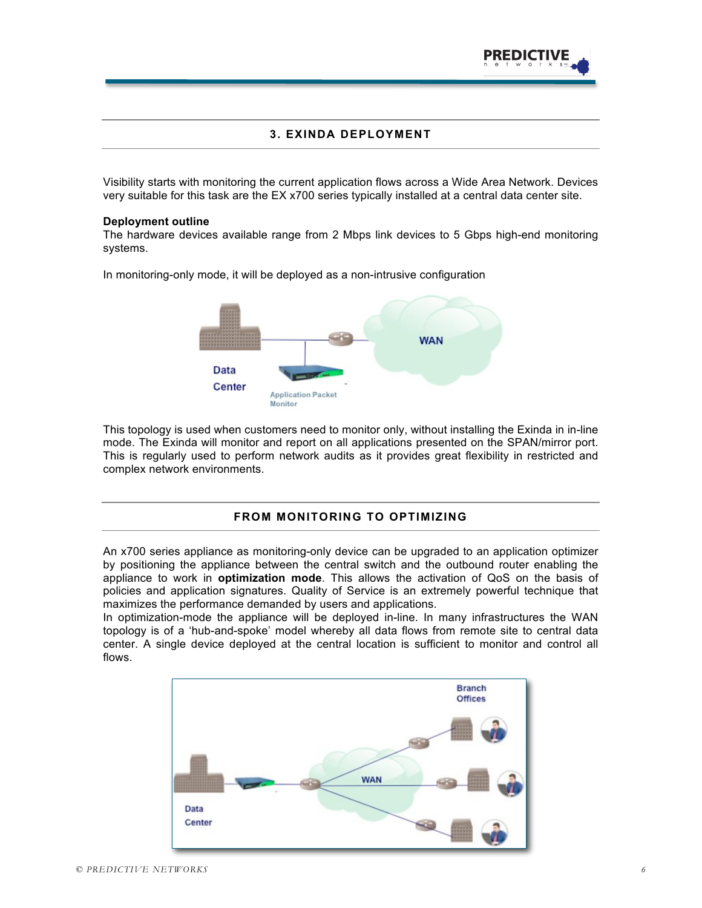## 3. EXINDA DEPLOYMENT

Visibility starts with monitoring the current application flows across a Wide Area Network. Devices very suitable for this task are the EX x700 series typically installed at a central data center site.

**Deployment outline**

The hardware devices available range from 2 Mbps link devices to 5 Gbps high-end monitoring systems.

In monitoring-only mode, it will be deployed as a non-intrusive configuration

This topology is used when customers need to monitor only, without installing the Exinda in in-line mode. The Exinda will monitor and report on all applications presented on the SPAN/mirror port. This is regularly used to perform network audits as it provides great flexibility in restricted and complex network environments.

## FROM MONITORING TO OPTIMIZING

An x700 series appliance as monitoring-only device can be upgraded to an application optimizer by positioning the appliance between the central switch and the outbound router enabling the appliance to work in **optimization mode**. This allows the activation of QoS on the basis of policies and application signatures. Quality of Service is an extremely powerful technique that maximizes the performance demanded by users and applications.

In optimization-mode the appliance will be deployed in-line. In many infrastructures the WAN topology is of a 'hub-and-spoke' model whereby all data flows from remote site to central data center. A single device deployed at the central location is sufficient to monitor and control all flows.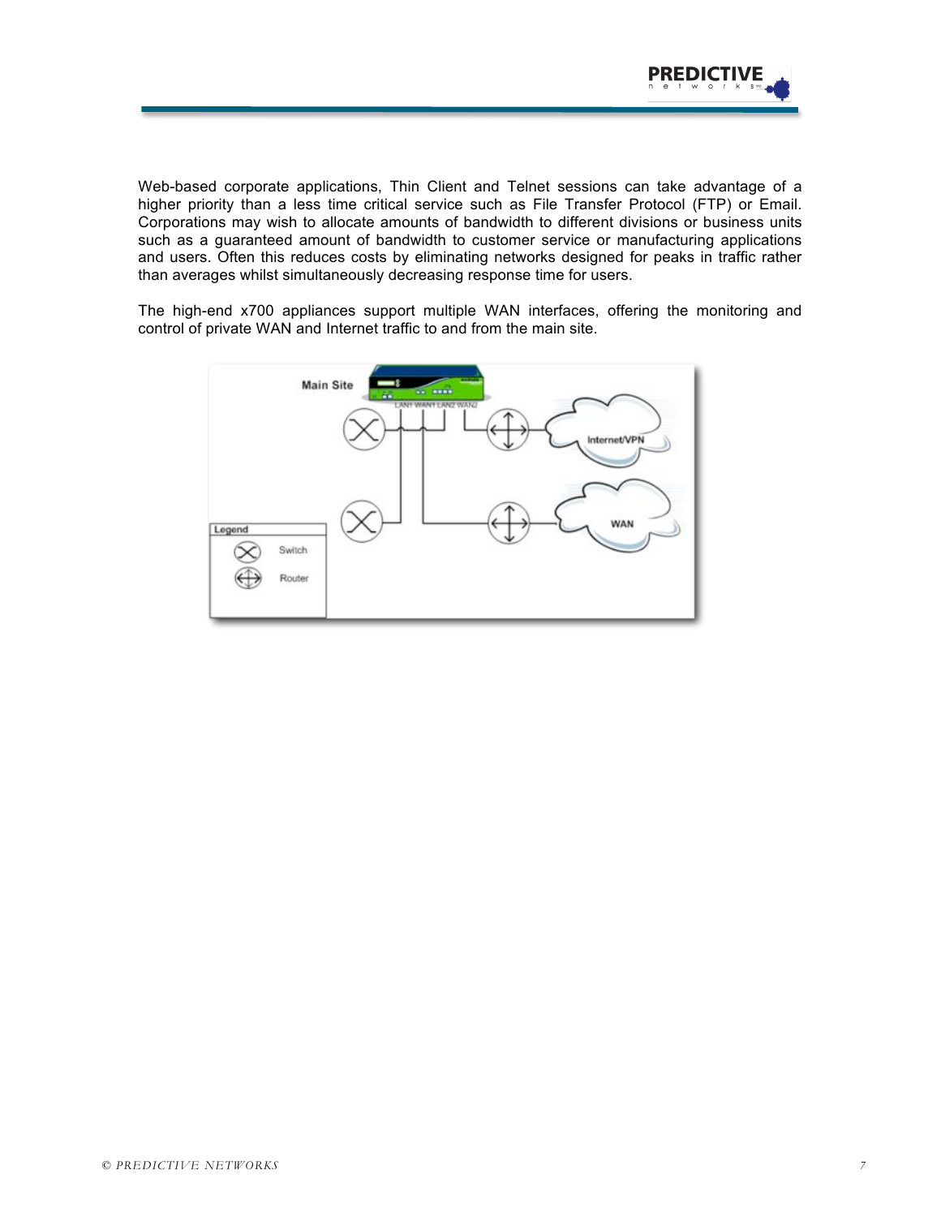Web-based corporate applications, Thin Client and Telnet sessions can take advantage of a higher priority than a less time critical service such as File Transfer Protocol (FTP) or Email. Corporations may wish to allocate amounts of bandwidth to different divisions or business units such as a guaranteed amount of bandwidth to customer service or manufacturing applications and users. Often this reduces costs by eliminating networks designed for peaks in traffic rather than averages whilst simultaneously decreasing response time for users.

The high-end x700 appliances support multiple WAN interfaces, offering the monitoring and control of private WAN and Internet traffic to and from the main site.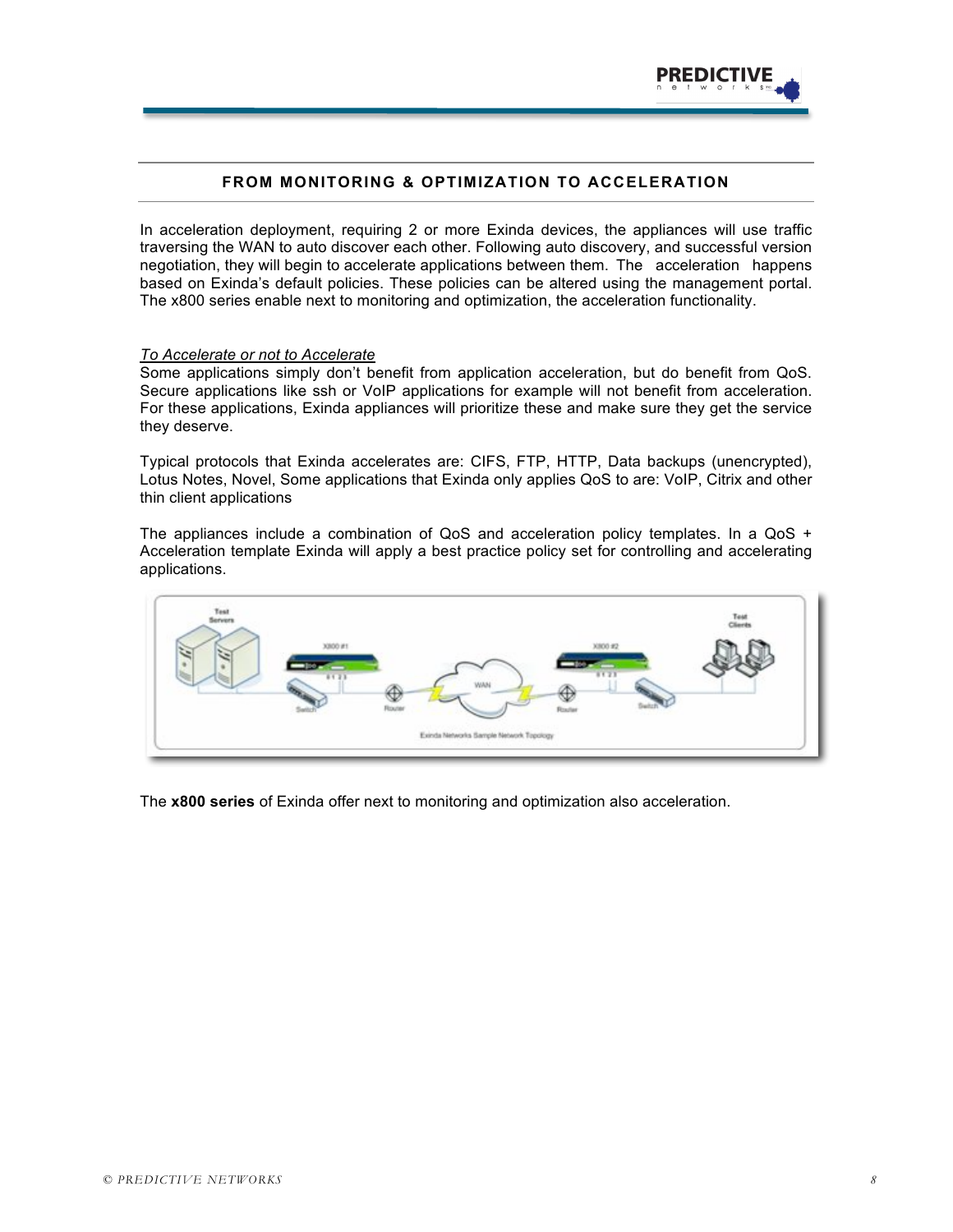## FROM MONITORING & OPTIMIZATION TO ACCELERATION

In acceleration deployment, requiring 2 or more Exinda devices, the appliances will use traffic traversing the WAN to auto discover each other. Following auto discovery, and successful version negotiation, they will begin to accelerate applications between them. The acceleration happens based on Exinda's default policies. These policies can be altered using the management portal. The x800 series enable next to monitoring and optimization, the acceleration functionality.

*To Accelerate or not to Accelerate*

Some applications simply don't benefit from application acceleration, but do benefit from QoS. Secure applications like ssh or VoIP applications for example will not benefit from acceleration. For these applications, Exinda appliances will prioritize these and make sure they get the service they deserve.

Typical protocols that Exinda accelerates are: CIFS, FTP, HTTP, Data backups (unencrypted), Lotus Notes, Novel, Some applications that Exinda only applies QoS to are: VoIP, Citrix and other thin client applications

The appliances include a combination of QoS and acceleration policy templates. In a QoS + Acceleration template Exinda will apply a best practice policy set for controlling and accelerating applications.

The **x800 series** of Exinda offer next to monitoring and optimization also acceleration.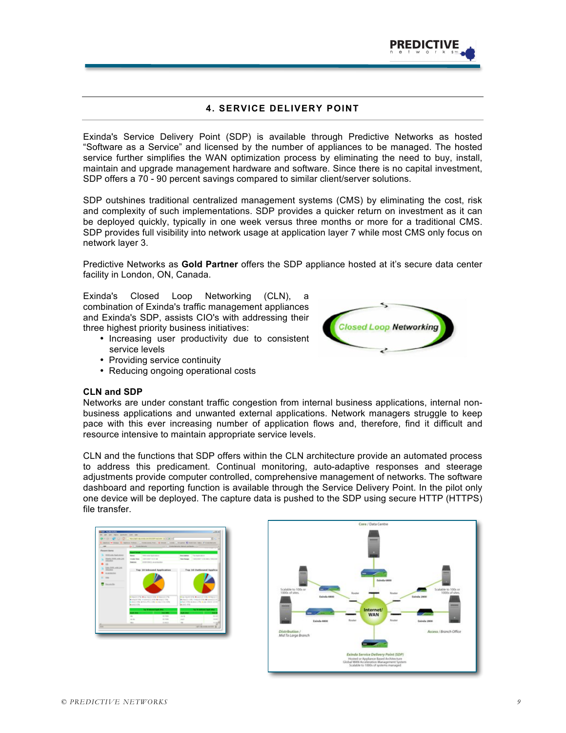## 4. SERVICE DELIVERY POINT

Exinda's Service Delivery Point (SDP) is available through Predictive Networks as hosted "Software as a Service" and licensed by the number of appliances to be managed. The hosted service further simplifies the WAN optimization process by eliminating the need to buy, install, maintain and upgrade management hardware and software. Since there is no capital investment, SDP offers a 70 - 90 percent savings compared to similar client/server solutions.

SDP outshines traditional centralized management systems (CMS) by eliminating the cost, risk and complexity of such implementations. SDP provides a quicker return on investment as it can be deployed quickly, typically in one week versus three months or more for a traditional CMS. SDP provides full visibility into network usage at application layer 7 while most CMS only focus on network layer 3.

Predictive Networks as **Gold Partner** offers the SDP appliance hosted at it's secure data center facility in London, ON, Canada.

Exinda's Closed Loop Networking (CLN), a combination of Exinda's traffic management appliances and Exinda's SDP, assists CIO's with addressing their three highest priority business initiatives:

- Increasing user productivity due to consistent service levels
- Providing service continuity
- Reducing ongoing operational costs

**CLN and SDP**

Networks are under constant traffic congestion from internal business applications, internal non-business applications and unwanted external applications. Network managers struggle to keep pace with this ever increasing number of application flows and, therefore, find it difficult and resource intensive to maintain appropriate service levels.

CLN and the functions that SDP offers within the CLN architecture provide an automated process to address this predicament. Continual monitoring, auto-adaptive responses and steerage adjustments provide computer controlled, comprehensive management of networks. The software dashboard and reporting function is available through the Service Delivery Point. In the pilot only one device will be deployed. The capture data is pushed to the SDP using secure HTTP (HTTPS) file transfer.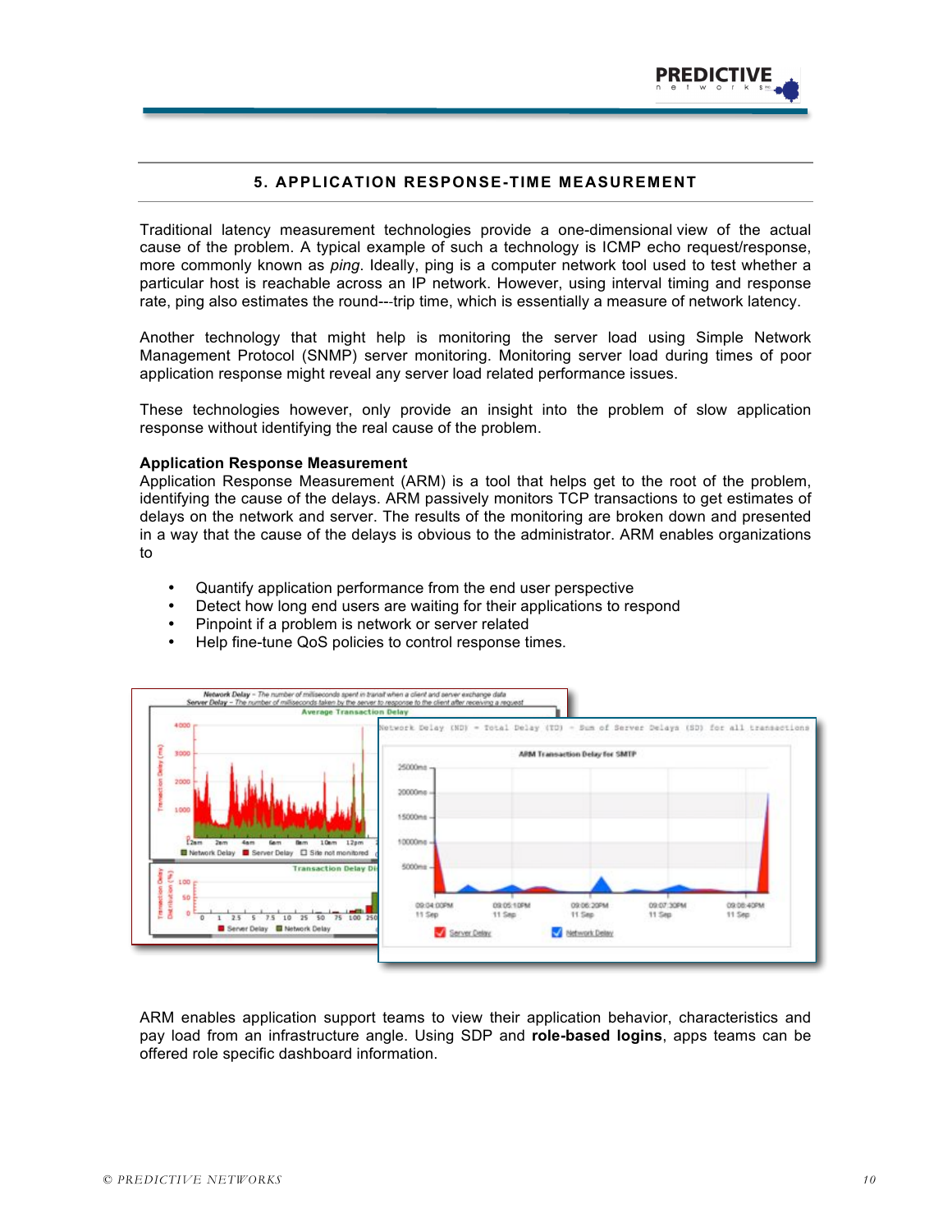## 5. APPLICATION RESPONSE-TIME MEASUREMENT

Traditional latency measurement technologies provide a one-dimensional view of the actual cause of the problem. A typical example of such a technology is ICMP echo request/response, more commonly known as *ping*. Ideally, ping is a computer network tool used to test whether a particular host is reachable across an IP network. However, using interval timing and response rate, ping also estimates the round---trip time, which is essentially a measure of network latency.

Another technology that might help is monitoring the server load using Simple Network Management Protocol (SNMP) server monitoring. Monitoring server load during times of poor application response might reveal any server load related performance issues.

These technologies however, only provide an insight into the problem of slow application response without identifying the real cause of the problem.

**Application Response Measurement**

Application Response Measurement (ARM) is a tool that helps get to the root of the problem, identifying the cause of the delays. ARM passively monitors TCP transactions to get estimates of delays on the network and server. The results of the monitoring are broken down and presented in a way that the cause of the delays is obvious to the administrator. ARM enables organizations to

- Quantify application performance from the end user perspective
- Detect how long end users are waiting for their applications to respond
- Pinpoint if a problem is network or server related
- Help fine-tune QoS policies to control response times.

ARM enables application support teams to view their application behavior, characteristics and pay load from an infrastructure angle. Using SDP and **role-based logins**, apps teams can be offered role specific dashboard information.